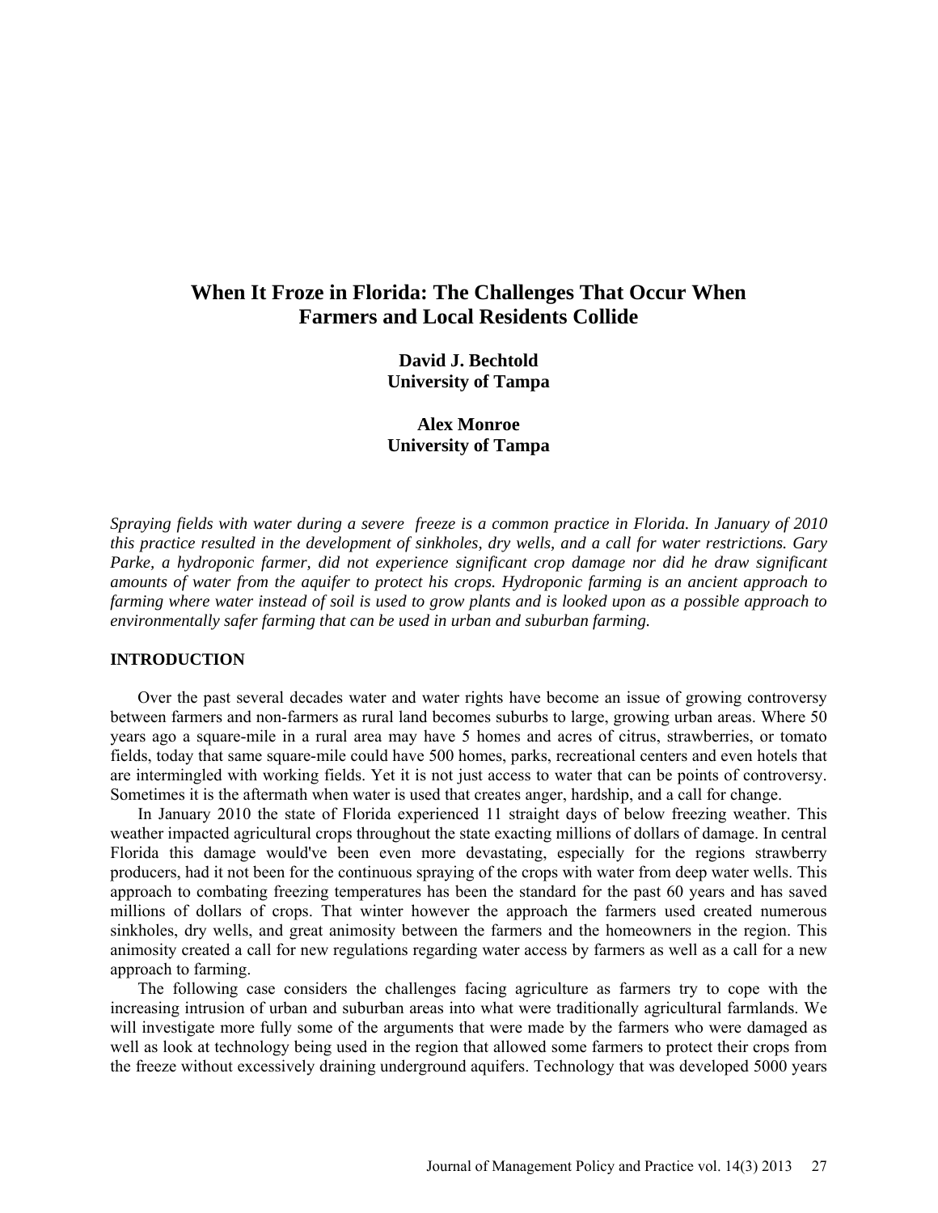# When It Froze in Florida: The Challenges That Occur When Farmers and Local Residents Collide

**David J. Bechtold**
**University of Tampa**

**Alex Monroe**
**University of Tampa**

*Spraying fields with water during a severe freeze is a common practice in Florida. In January of 2010 this practice resulted in the development of sinkholes, dry wells, and a call for water restrictions. Gary Parke, a hydroponic farmer, did not experience significant crop damage nor did he draw significant amounts of water from the aquifer to protect his crops. Hydroponic farming is an ancient approach to farming where water instead of soil is used to grow plants and is looked upon as a possible approach to environmentally safer farming that can be used in urban and suburban farming.*

## INTRODUCTION

Over the past several decades water and water rights have become an issue of growing controversy between farmers and non-farmers as rural land becomes suburbs to large, growing urban areas. Where 50 years ago a square-mile in a rural area may have 5 homes and acres of citrus, strawberries, or tomato fields, today that same square-mile could have 500 homes, parks, recreational centers and even hotels that are intermingled with working fields. Yet it is not just access to water that can be points of controversy. Sometimes it is the aftermath when water is used that creates anger, hardship, and a call for change.

In January 2010 the state of Florida experienced 11 straight days of below freezing weather. This weather impacted agricultural crops throughout the state exacting millions of dollars of damage. In central Florida this damage would've been even more devastating, especially for the regions strawberry producers, had it not been for the continuous spraying of the crops with water from deep water wells. This approach to combating freezing temperatures has been the standard for the past 60 years and has saved millions of dollars of crops. That winter however the approach the farmers used created numerous sinkholes, dry wells, and great animosity between the farmers and the homeowners in the region. This animosity created a call for new regulations regarding water access by farmers as well as a call for a new approach to farming.

The following case considers the challenges facing agriculture as farmers try to cope with the increasing intrusion of urban and suburban areas into what were traditionally agricultural farmlands. We will investigate more fully some of the arguments that were made by the farmers who were damaged as well as look at technology being used in the region that allowed some farmers to protect their crops from the freeze without excessively draining underground aquifers. Technology that was developed 5000 years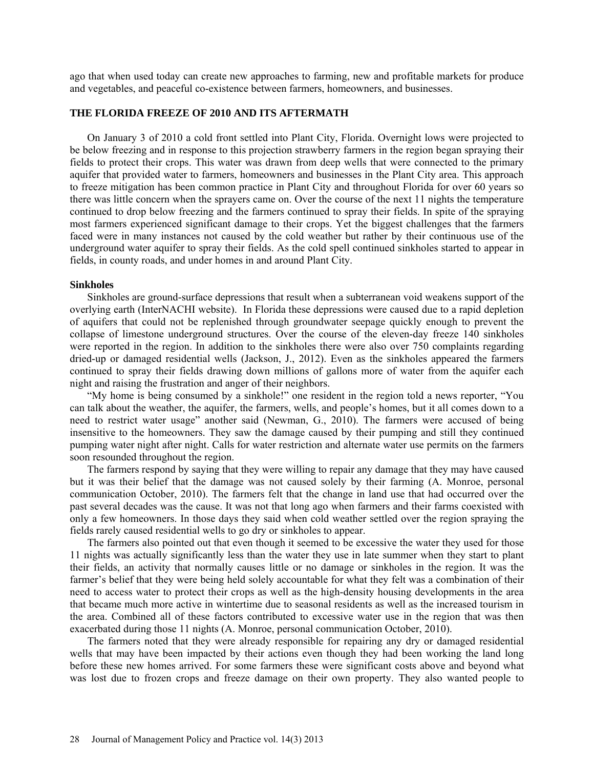ago that when used today can create new approaches to farming, new and profitable markets for produce and vegetables, and peaceful co-existence between farmers, homeowners, and businesses.

## THE FLORIDA FREEZE OF 2010 AND ITS AFTERMATH

On January 3 of 2010 a cold front settled into Plant City, Florida. Overnight lows were projected to be below freezing and in response to this projection strawberry farmers in the region began spraying their fields to protect their crops. This water was drawn from deep wells that were connected to the primary aquifer that provided water to farmers, homeowners and businesses in the Plant City area. This approach to freeze mitigation has been common practice in Plant City and throughout Florida for over 60 years so there was little concern when the sprayers came on. Over the course of the next 11 nights the temperature continued to drop below freezing and the farmers continued to spray their fields. In spite of the spraying most farmers experienced significant damage to their crops. Yet the biggest challenges that the farmers faced were in many instances not caused by the cold weather but rather by their continuous use of the underground water aquifer to spray their fields. As the cold spell continued sinkholes started to appear in fields, in county roads, and under homes in and around Plant City.

### Sinkholes

Sinkholes are ground-surface depressions that result when a subterranean void weakens support of the overlying earth (InterNACHI website). In Florida these depressions were caused due to a rapid depletion of aquifers that could not be replenished through groundwater seepage quickly enough to prevent the collapse of limestone underground structures. Over the course of the eleven-day freeze 140 sinkholes were reported in the region. In addition to the sinkholes there were also over 750 complaints regarding dried-up or damaged residential wells (Jackson, J., 2012). Even as the sinkholes appeared the farmers continued to spray their fields drawing down millions of gallons more of water from the aquifer each night and raising the frustration and anger of their neighbors.

"My home is being consumed by a sinkhole!" one resident in the region told a news reporter, "You can talk about the weather, the aquifer, the farmers, wells, and people's homes, but it all comes down to a need to restrict water usage" another said (Newman, G., 2010). The farmers were accused of being insensitive to the homeowners. They saw the damage caused by their pumping and still they continued pumping water night after night. Calls for water restriction and alternate water use permits on the farmers soon resounded throughout the region.

The farmers respond by saying that they were willing to repair any damage that they may have caused but it was their belief that the damage was not caused solely by their farming (A. Monroe, personal communication October, 2010). The farmers felt that the change in land use that had occurred over the past several decades was the cause. It was not that long ago when farmers and their farms coexisted with only a few homeowners. In those days they said when cold weather settled over the region spraying the fields rarely caused residential wells to go dry or sinkholes to appear.

The farmers also pointed out that even though it seemed to be excessive the water they used for those 11 nights was actually significantly less than the water they use in late summer when they start to plant their fields, an activity that normally causes little or no damage or sinkholes in the region. It was the farmer's belief that they were being held solely accountable for what they felt was a combination of their need to access water to protect their crops as well as the high-density housing developments in the area that became much more active in wintertime due to seasonal residents as well as the increased tourism in the area. Combined all of these factors contributed to excessive water use in the region that was then exacerbated during those 11 nights (A. Monroe, personal communication October, 2010).

The farmers noted that they were already responsible for repairing any dry or damaged residential wells that may have been impacted by their actions even though they had been working the land long before these new homes arrived. For some farmers these were significant costs above and beyond what was lost due to frozen crops and freeze damage on their own property. They also wanted people to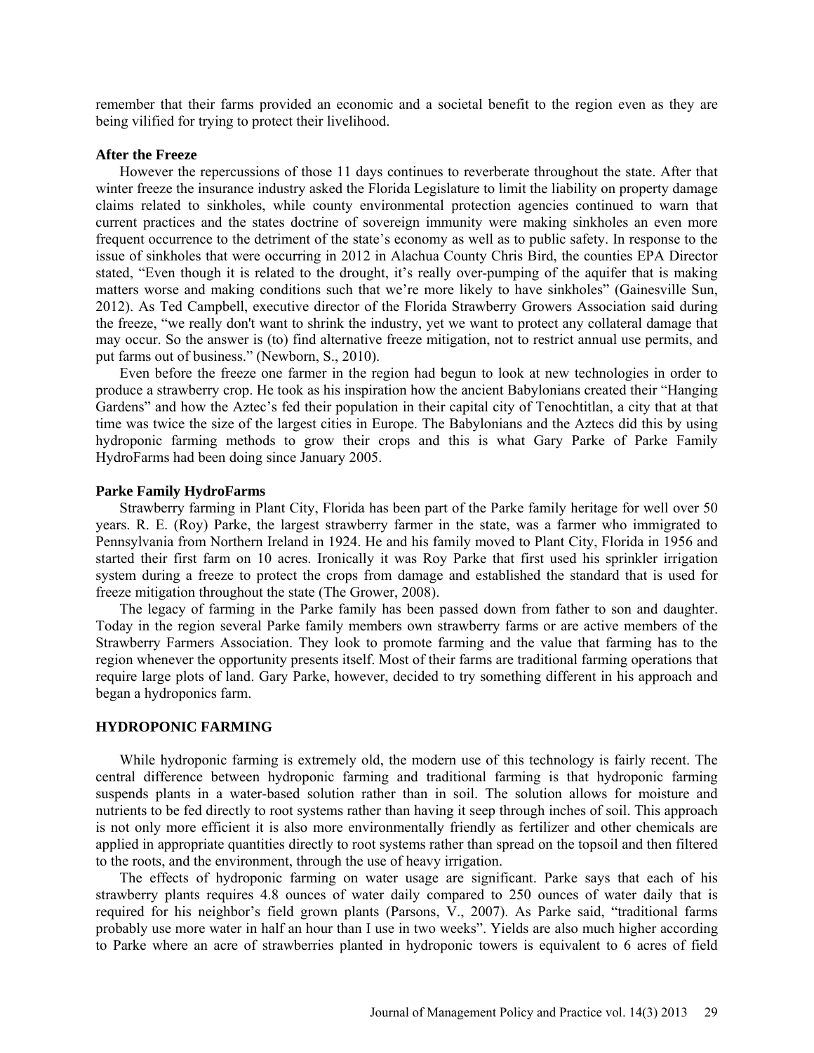remember that their farms provided an economic and a societal benefit to the region even as they are being vilified for trying to protect their livelihood.

### After the Freeze

However the repercussions of those 11 days continues to reverberate throughout the state. After that winter freeze the insurance industry asked the Florida Legislature to limit the liability on property damage claims related to sinkholes, while county environmental protection agencies continued to warn that current practices and the states doctrine of sovereign immunity were making sinkholes an even more frequent occurrence to the detriment of the state's economy as well as to public safety. In response to the issue of sinkholes that were occurring in 2012 in Alachua County Chris Bird, the counties EPA Director stated, "Even though it is related to the drought, it's really over-pumping of the aquifer that is making matters worse and making conditions such that we're more likely to have sinkholes" (Gainesville Sun, 2012). As Ted Campbell, executive director of the Florida Strawberry Growers Association said during the freeze, "we really don't want to shrink the industry, yet we want to protect any collateral damage that may occur. So the answer is (to) find alternative freeze mitigation, not to restrict annual use permits, and put farms out of business." (Newborn, S., 2010).

Even before the freeze one farmer in the region had begun to look at new technologies in order to produce a strawberry crop. He took as his inspiration how the ancient Babylonians created their "Hanging Gardens" and how the Aztec's fed their population in their capital city of Tenochtitlan, a city that at that time was twice the size of the largest cities in Europe. The Babylonians and the Aztecs did this by using hydroponic farming methods to grow their crops and this is what Gary Parke of Parke Family HydroFarms had been doing since January 2005.

### Parke Family HydroFarms

Strawberry farming in Plant City, Florida has been part of the Parke family heritage for well over 50 years. R. E. (Roy) Parke, the largest strawberry farmer in the state, was a farmer who immigrated to Pennsylvania from Northern Ireland in 1924. He and his family moved to Plant City, Florida in 1956 and started their first farm on 10 acres. Ironically it was Roy Parke that first used his sprinkler irrigation system during a freeze to protect the crops from damage and established the standard that is used for freeze mitigation throughout the state (The Grower, 2008).

The legacy of farming in the Parke family has been passed down from father to son and daughter. Today in the region several Parke family members own strawberry farms or are active members of the Strawberry Farmers Association. They look to promote farming and the value that farming has to the region whenever the opportunity presents itself. Most of their farms are traditional farming operations that require large plots of land. Gary Parke, however, decided to try something different in his approach and began a hydroponics farm.

## HYDROPONIC FARMING

While hydroponic farming is extremely old, the modern use of this technology is fairly recent. The central difference between hydroponic farming and traditional farming is that hydroponic farming suspends plants in a water-based solution rather than in soil. The solution allows for moisture and nutrients to be fed directly to root systems rather than having it seep through inches of soil. This approach is not only more efficient it is also more environmentally friendly as fertilizer and other chemicals are applied in appropriate quantities directly to root systems rather than spread on the topsoil and then filtered to the roots, and the environment, through the use of heavy irrigation.

The effects of hydroponic farming on water usage are significant. Parke says that each of his strawberry plants requires 4.8 ounces of water daily compared to 250 ounces of water daily that is required for his neighbor's field grown plants (Parsons, V., 2007). As Parke said, "traditional farms probably use more water in half an hour than I use in two weeks". Yields are also much higher according to Parke where an acre of strawberries planted in hydroponic towers is equivalent to 6 acres of field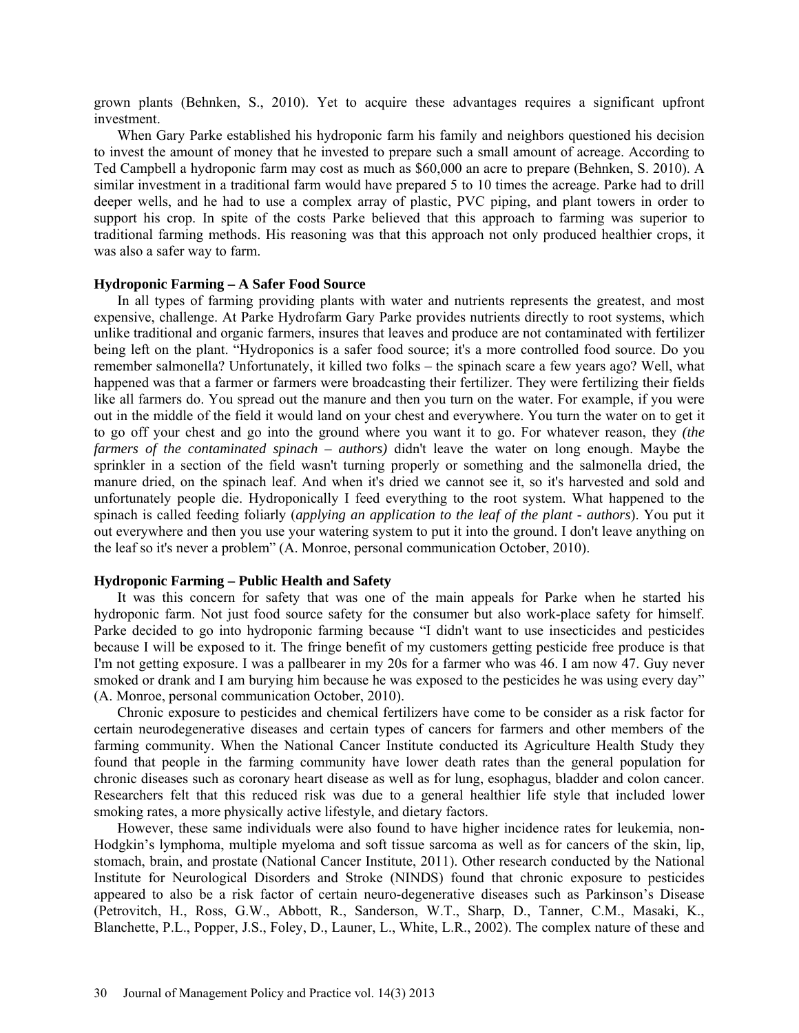grown plants (Behnken, S., 2010). Yet to acquire these advantages requires a significant upfront investment.

When Gary Parke established his hydroponic farm his family and neighbors questioned his decision to invest the amount of money that he invested to prepare such a small amount of acreage. According to Ted Campbell a hydroponic farm may cost as much as $60,000 an acre to prepare (Behnken, S. 2010). A similar investment in a traditional farm would have prepared 5 to 10 times the acreage. Parke had to drill deeper wells, and he had to use a complex array of plastic, PVC piping, and plant towers in order to support his crop. In spite of the costs Parke believed that this approach to farming was superior to traditional farming methods. His reasoning was that this approach not only produced healthier crops, it was also a safer way to farm.

**Hydroponic Farming – A Safer Food Source**

In all types of farming providing plants with water and nutrients represents the greatest, and most expensive, challenge. At Parke Hydrofarm Gary Parke provides nutrients directly to root systems, which unlike traditional and organic farmers, insures that leaves and produce are not contaminated with fertilizer being left on the plant. "Hydroponics is a safer food source; it's a more controlled food source. Do you remember salmonella? Unfortunately, it killed two folks – the spinach scare a few years ago? Well, what happened was that a farmer or farmers were broadcasting their fertilizer. They were fertilizing their fields like all farmers do. You spread out the manure and then you turn on the water. For example, if you were out in the middle of the field it would land on your chest and everywhere. You turn the water on to get it to go off your chest and go into the ground where you want it to go. For whatever reason, they *(the farmers of the contaminated spinach – authors)* didn't leave the water on long enough. Maybe the sprinkler in a section of the field wasn't turning properly or something and the salmonella dried, the manure dried, on the spinach leaf. And when it's dried we cannot see it, so it's harvested and sold and unfortunately people die. Hydroponically I feed everything to the root system. What happened to the spinach is called feeding foliarly (*applying an application to the leaf of the plant - authors*). You put it out everywhere and then you use your watering system to put it into the ground. I don't leave anything on the leaf so it's never a problem" (A. Monroe, personal communication October, 2010).

**Hydroponic Farming – Public Health and Safety**

It was this concern for safety that was one of the main appeals for Parke when he started his hydroponic farm. Not just food source safety for the consumer but also work-place safety for himself. Parke decided to go into hydroponic farming because "I didn't want to use insecticides and pesticides because I will be exposed to it. The fringe benefit of my customers getting pesticide free produce is that I'm not getting exposure. I was a pallbearer in my 20s for a farmer who was 46. I am now 47. Guy never smoked or drank and I am burying him because he was exposed to the pesticides he was using every day" (A. Monroe, personal communication October, 2010).

Chronic exposure to pesticides and chemical fertilizers have come to be consider as a risk factor for certain neurodegenerative diseases and certain types of cancers for farmers and other members of the farming community. When the National Cancer Institute conducted its Agriculture Health Study they found that people in the farming community have lower death rates than the general population for chronic diseases such as coronary heart disease as well as for lung, esophagus, bladder and colon cancer. Researchers felt that this reduced risk was due to a general healthier life style that included lower smoking rates, a more physically active lifestyle, and dietary factors.

However, these same individuals were also found to have higher incidence rates for leukemia, non-Hodgkin's lymphoma, multiple myeloma and soft tissue sarcoma as well as for cancers of the skin, lip, stomach, brain, and prostate (National Cancer Institute, 2011). Other research conducted by the National Institute for Neurological Disorders and Stroke (NINDS) found that chronic exposure to pesticides appeared to also be a risk factor of certain neuro-degenerative diseases such as Parkinson's Disease (Petrovitch, H., Ross, G.W., Abbott, R., Sanderson, W.T., Sharp, D., Tanner, C.M., Masaki, K., Blanchette, P.L., Popper, J.S., Foley, D., Launer, L., White, L.R., 2002). The complex nature of these and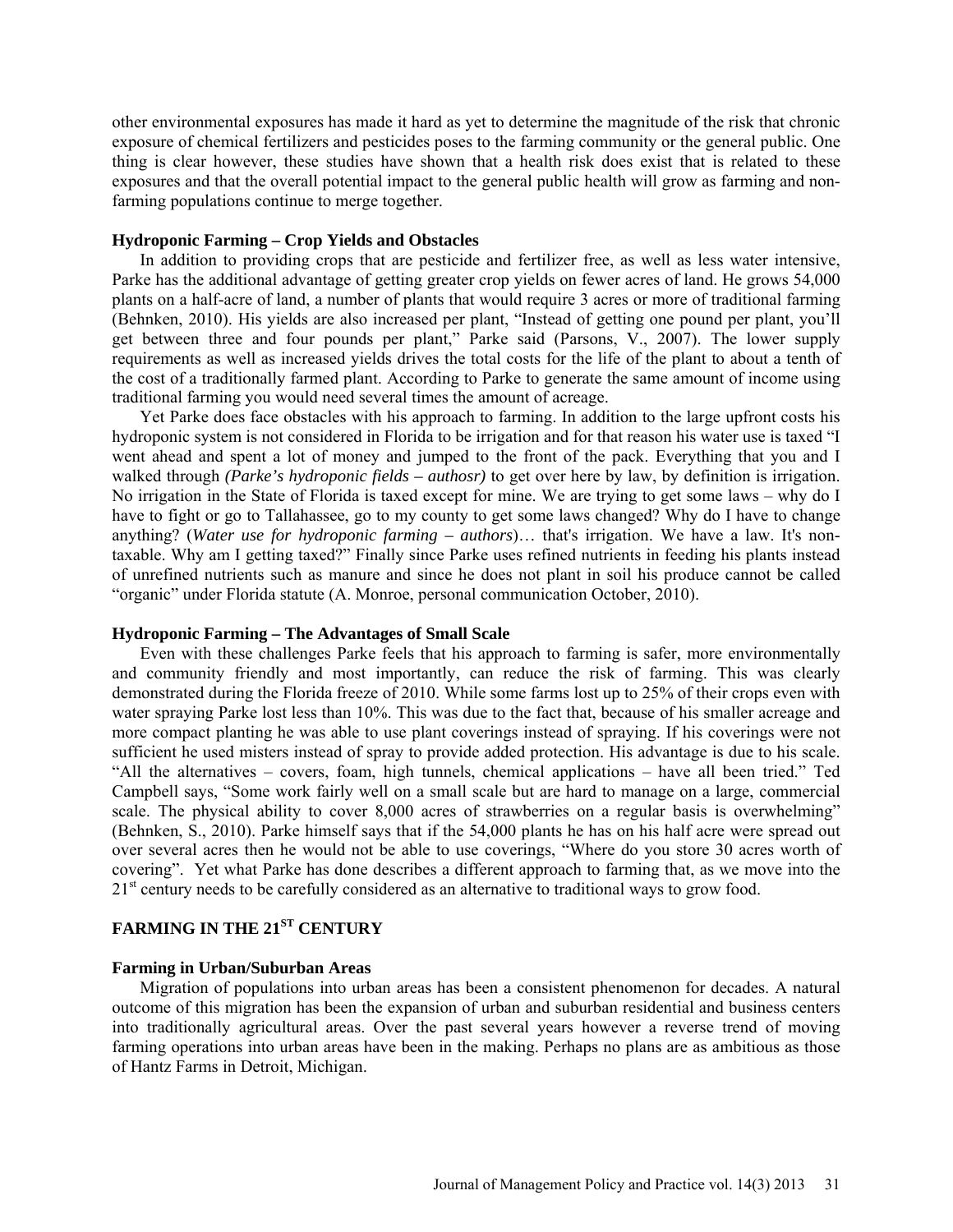other environmental exposures has made it hard as yet to determine the magnitude of the risk that chronic exposure of chemical fertilizers and pesticides poses to the farming community or the general public. One thing is clear however, these studies have shown that a health risk does exist that is related to these exposures and that the overall potential impact to the general public health will grow as farming and non-farming populations continue to merge together.

### Hydroponic Farming – Crop Yields and Obstacles

In addition to providing crops that are pesticide and fertilizer free, as well as less water intensive, Parke has the additional advantage of getting greater crop yields on fewer acres of land. He grows 54,000 plants on a half-acre of land, a number of plants that would require 3 acres or more of traditional farming (Behnken, 2010). His yields are also increased per plant, "Instead of getting one pound per plant, you'll get between three and four pounds per plant," Parke said (Parsons, V., 2007). The lower supply requirements as well as increased yields drives the total costs for the life of the plant to about a tenth of the cost of a traditionally farmed plant. According to Parke to generate the same amount of income using traditional farming you would need several times the amount of acreage.

Yet Parke does face obstacles with his approach to farming. In addition to the large upfront costs his hydroponic system is not considered in Florida to be irrigation and for that reason his water use is taxed "I went ahead and spent a lot of money and jumped to the front of the pack. Everything that you and I walked through *(Parke's hydroponic fields – authosr)* to get over here by law, by definition is irrigation. No irrigation in the State of Florida is taxed except for mine. We are trying to get some laws – why do I have to fight or go to Tallahassee, go to my county to get some laws changed? Why do I have to change anything? (*Water use for hydroponic farming – authors*)… that's irrigation. We have a law. It's non-taxable. Why am I getting taxed?" Finally since Parke uses refined nutrients in feeding his plants instead of unrefined nutrients such as manure and since he does not plant in soil his produce cannot be called "organic" under Florida statute (A. Monroe, personal communication October, 2010).

### Hydroponic Farming – The Advantages of Small Scale

Even with these challenges Parke feels that his approach to farming is safer, more environmentally and community friendly and most importantly, can reduce the risk of farming. This was clearly demonstrated during the Florida freeze of 2010. While some farms lost up to 25% of their crops even with water spraying Parke lost less than 10%. This was due to the fact that, because of his smaller acreage and more compact planting he was able to use plant coverings instead of spraying. If his coverings were not sufficient he used misters instead of spray to provide added protection. His advantage is due to his scale. "All the alternatives – covers, foam, high tunnels, chemical applications – have all been tried." Ted Campbell says, "Some work fairly well on a small scale but are hard to manage on a large, commercial scale. The physical ability to cover 8,000 acres of strawberries on a regular basis is overwhelming" (Behnken, S., 2010). Parke himself says that if the 54,000 plants he has on his half acre were spread out over several acres then he would not be able to use coverings, "Where do you store 30 acres worth of covering". Yet what Parke has done describes a different approach to farming that, as we move into the 21st century needs to be carefully considered as an alternative to traditional ways to grow food.

## FARMING IN THE 21ST CENTURY

### Farming in Urban/Suburban Areas

Migration of populations into urban areas has been a consistent phenomenon for decades. A natural outcome of this migration has been the expansion of urban and suburban residential and business centers into traditionally agricultural areas. Over the past several years however a reverse trend of moving farming operations into urban areas have been in the making. Perhaps no plans are as ambitious as those of Hantz Farms in Detroit, Michigan.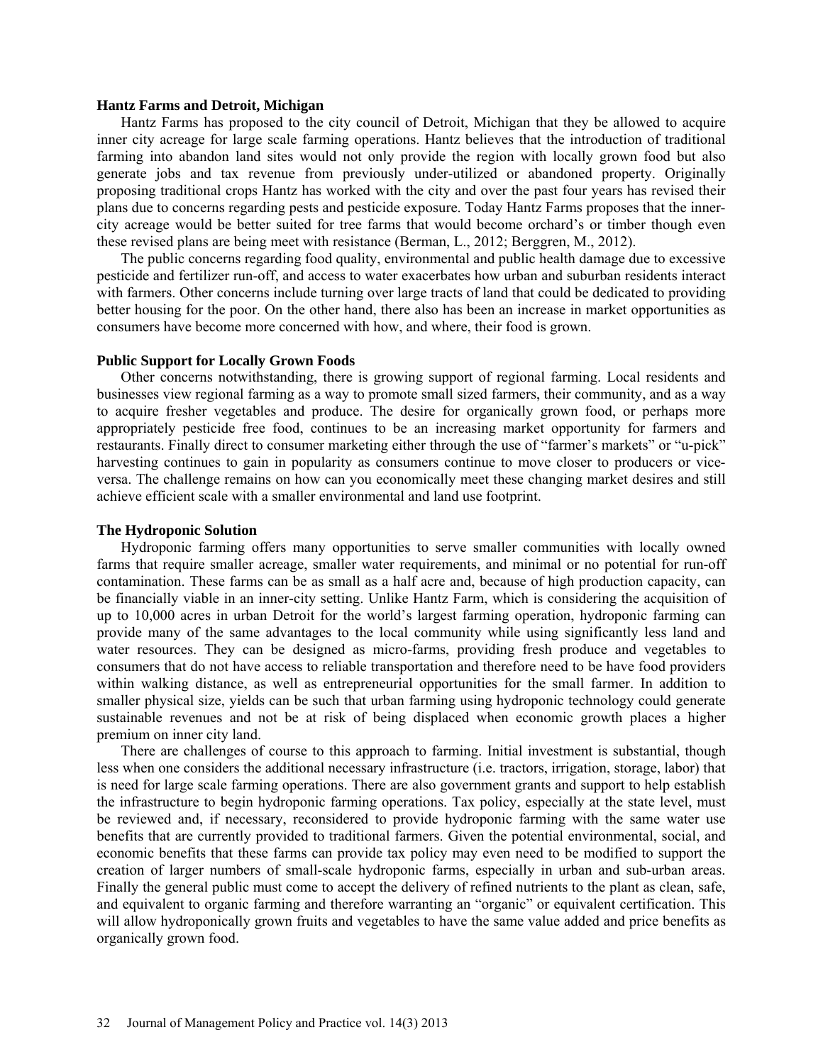### Hantz Farms and Detroit, Michigan

Hantz Farms has proposed to the city council of Detroit, Michigan that they be allowed to acquire inner city acreage for large scale farming operations. Hantz believes that the introduction of traditional farming into abandon land sites would not only provide the region with locally grown food but also generate jobs and tax revenue from previously under-utilized or abandoned property. Originally proposing traditional crops Hantz has worked with the city and over the past four years has revised their plans due to concerns regarding pests and pesticide exposure. Today Hantz Farms proposes that the inner-city acreage would be better suited for tree farms that would become orchard's or timber though even these revised plans are being meet with resistance (Berman, L., 2012; Berggren, M., 2012).

The public concerns regarding food quality, environmental and public health damage due to excessive pesticide and fertilizer run-off, and access to water exacerbates how urban and suburban residents interact with farmers. Other concerns include turning over large tracts of land that could be dedicated to providing better housing for the poor. On the other hand, there also has been an increase in market opportunities as consumers have become more concerned with how, and where, their food is grown.

### Public Support for Locally Grown Foods

Other concerns notwithstanding, there is growing support of regional farming. Local residents and businesses view regional farming as a way to promote small sized farmers, their community, and as a way to acquire fresher vegetables and produce. The desire for organically grown food, or perhaps more appropriately pesticide free food, continues to be an increasing market opportunity for farmers and restaurants. Finally direct to consumer marketing either through the use of "farmer's markets" or "u-pick" harvesting continues to gain in popularity as consumers continue to move closer to producers or vice-versa. The challenge remains on how can you economically meet these changing market desires and still achieve efficient scale with a smaller environmental and land use footprint.

### The Hydroponic Solution

Hydroponic farming offers many opportunities to serve smaller communities with locally owned farms that require smaller acreage, smaller water requirements, and minimal or no potential for run-off contamination. These farms can be as small as a half acre and, because of high production capacity, can be financially viable in an inner-city setting. Unlike Hantz Farm, which is considering the acquisition of up to 10,000 acres in urban Detroit for the world's largest farming operation, hydroponic farming can provide many of the same advantages to the local community while using significantly less land and water resources. They can be designed as micro-farms, providing fresh produce and vegetables to consumers that do not have access to reliable transportation and therefore need to be have food providers within walking distance, as well as entrepreneurial opportunities for the small farmer. In addition to smaller physical size, yields can be such that urban farming using hydroponic technology could generate sustainable revenues and not be at risk of being displaced when economic growth places a higher premium on inner city land.

There are challenges of course to this approach to farming. Initial investment is substantial, though less when one considers the additional necessary infrastructure (i.e. tractors, irrigation, storage, labor) that is need for large scale farming operations. There are also government grants and support to help establish the infrastructure to begin hydroponic farming operations. Tax policy, especially at the state level, must be reviewed and, if necessary, reconsidered to provide hydroponic farming with the same water use benefits that are currently provided to traditional farmers. Given the potential environmental, social, and economic benefits that these farms can provide tax policy may even need to be modified to support the creation of larger numbers of small-scale hydroponic farms, especially in urban and sub-urban areas. Finally the general public must come to accept the delivery of refined nutrients to the plant as clean, safe, and equivalent to organic farming and therefore warranting an "organic" or equivalent certification. This will allow hydroponically grown fruits and vegetables to have the same value added and price benefits as organically grown food.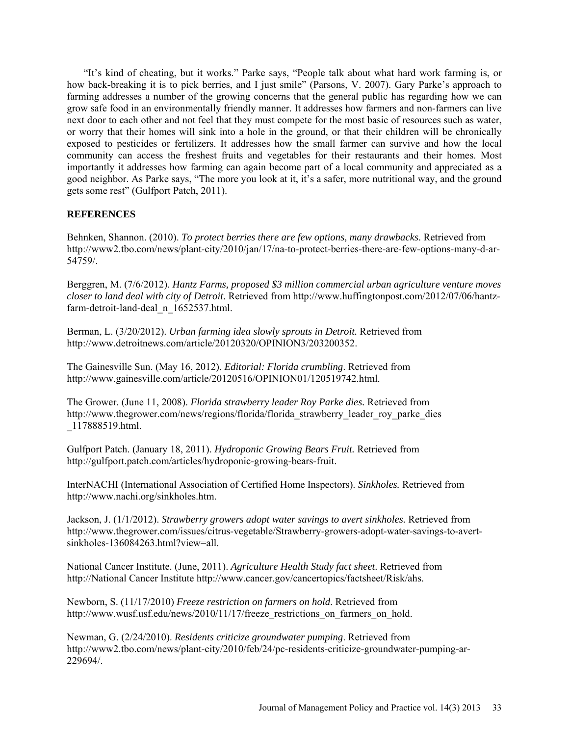"It's kind of cheating, but it works." Parke says, "People talk about what hard work farming is, or how back-breaking it is to pick berries, and I just smile" (Parsons, V. 2007). Gary Parke's approach to farming addresses a number of the growing concerns that the general public has regarding how we can grow safe food in an environmentally friendly manner. It addresses how farmers and non-farmers can live next door to each other and not feel that they must compete for the most basic of resources such as water, or worry that their homes will sink into a hole in the ground, or that their children will be chronically exposed to pesticides or fertilizers. It addresses how the small farmer can survive and how the local community can access the freshest fruits and vegetables for their restaurants and their homes. Most importantly it addresses how farming can again become part of a local community and appreciated as a good neighbor. As Parke says, "The more you look at it, it's a safer, more nutritional way, and the ground gets some rest" (Gulfport Patch, 2011).

## REFERENCES

Behnken, Shannon. (2010). *To protect berries there are few options, many drawbacks*. Retrieved from http://www2.tbo.com/news/plant-city/2010/jan/17/na-to-protect-berries-there-are-few-options-many-d-ar-54759/.

Berggren, M. (7/6/2012). *Hantz Farms, proposed $3 million commercial urban agriculture venture moves closer to land deal with city of Detroit*. Retrieved from http://www.huffingtonpost.com/2012/07/06/hantz-farm-detroit-land-deal_n_1652537.html.

Berman, L. (3/20/2012). *Urban farming idea slowly sprouts in Detroit.* Retrieved from http://www.detroitnews.com/article/20120320/OPINION3/203200352.

The Gainesville Sun. (May 16, 2012). *Editorial: Florida crumbling*. Retrieved from http://www.gainesville.com/article/20120516/OPINION01/120519742.html.

The Grower. (June 11, 2008). *Florida strawberry leader Roy Parke dies.* Retrieved from http://www.thegrower.com/news/regions/florida/florida_strawberry_leader_roy_parke_dies_117888519.html.

Gulfport Patch. (January 18, 2011). *Hydroponic Growing Bears Fruit.* Retrieved from http://gulfport.patch.com/articles/hydroponic-growing-bears-fruit.

InterNACHI (International Association of Certified Home Inspectors). *Sinkholes.* Retrieved from http://www.nachi.org/sinkholes.htm.

Jackson, J. (1/1/2012). *Strawberry growers adopt water savings to avert sinkholes.* Retrieved from http://www.thegrower.com/issues/citrus-vegetable/Strawberry-growers-adopt-water-savings-to-avert-sinkholes-136084263.html?view=all.

National Cancer Institute. (June, 2011). *Agriculture Health Study fact sheet*. Retrieved from http://National Cancer Institute http://www.cancer.gov/cancertopics/factsheet/Risk/ahs.

Newborn, S. (11/17/2010) *Freeze restriction on farmers on hold*. Retrieved from http://www.wusf.usf.edu/news/2010/11/17/freeze_restrictions_on_farmers_on_hold.

Newman, G. (2/24/2010). *Residents criticize groundwater pumping*. Retrieved from http://www2.tbo.com/news/plant-city/2010/feb/24/pc-residents-criticize-groundwater-pumping-ar-229694/.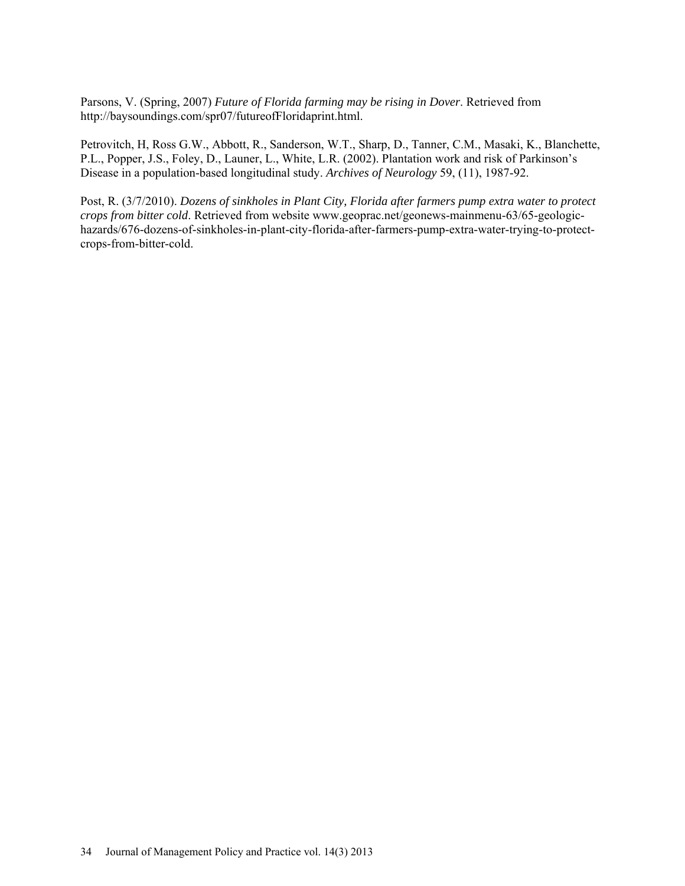Parsons, V. (Spring, 2007) *Future of Florida farming may be rising in Dover*. Retrieved from http://baysoundings.com/spr07/futureofFloridaprint.html.

Petrovitch, H, Ross G.W., Abbott, R., Sanderson, W.T., Sharp, D., Tanner, C.M., Masaki, K., Blanchette, P.L., Popper, J.S., Foley, D., Launer, L., White, L.R. (2002). Plantation work and risk of Parkinson's Disease in a population-based longitudinal study. *Archives of Neurology* 59, (11), 1987-92.

Post, R. (3/7/2010). *Dozens of sinkholes in Plant City, Florida after farmers pump extra water to protect crops from bitter cold*. Retrieved from website www.geoprac.net/geonews-mainmenu-63/65-geologic-hazards/676-dozens-of-sinkholes-in-plant-city-florida-after-farmers-pump-extra-water-trying-to-protect-crops-from-bitter-cold.